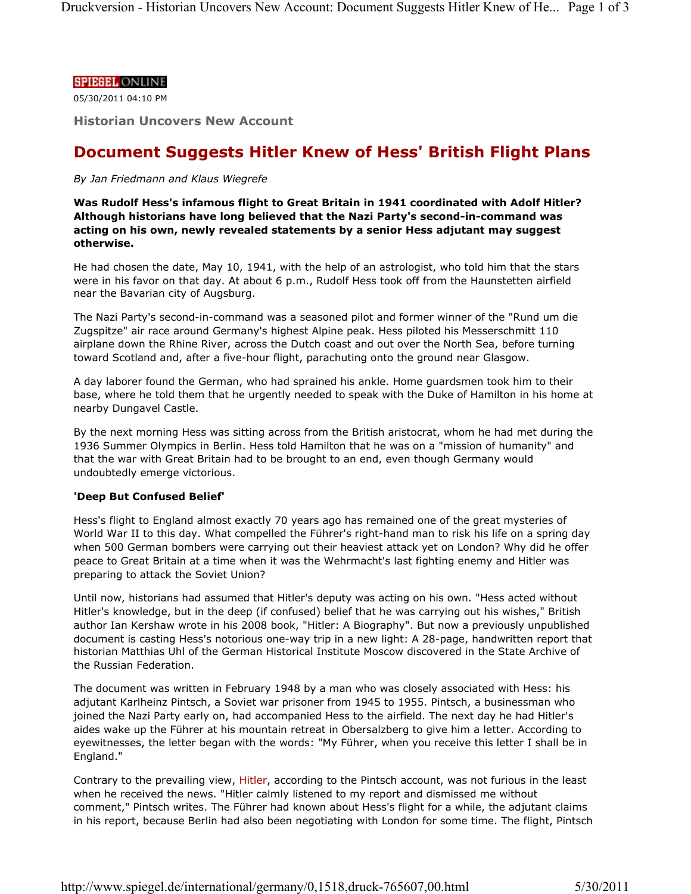SPIEGEL ONLINE

05/30/2011 04:10 PM

### Historian Uncovers New Account

# Document Suggests Hitler Knew of Hess' British Flight Plans

*By Jan Friedmann and Klaus Wiegrefe*

**Was Rudolf Hess's infamous flight to Great Britain in 1941 coordinated with Adolf Hitler? Although historians have long believed that the Nazi Party's second-in-command was acting on his own, newly revealed statements by a senior Hess adjutant may suggest otherwise.**

He had chosen the date, May 10, 1941, with the help of an astrologist, who told him that the stars were in his favor on that day. At about 6 p.m., Rudolf Hess took off from the Haunstetten airfield near the Bavarian city of Augsburg.

The Nazi Party's second-in-command was a seasoned pilot and former winner of the "Rund um die Zugspitze" air race around Germany's highest Alpine peak. Hess piloted his Messerschmitt 110 airplane down the Rhine River, across the Dutch coast and out over the North Sea, before turning toward Scotland and, after a five-hour flight, parachuting onto the ground near Glasgow.

A day laborer found the German, who had sprained his ankle. Home guardsmen took him to their base, where he told them that he urgently needed to speak with the Duke of Hamilton in his home at nearby Dungavel Castle.

By the next morning Hess was sitting across from the British aristocrat, whom he had met during the 1936 Summer Olympics in Berlin. Hess told Hamilton that he was on a "mission of humanity" and that the war with Great Britain had to be brought to an end, even though Germany would undoubtedly emerge victorious.

**'Deep But Confused Belief'**

Hess's flight to England almost exactly 70 years ago has remained one of the great mysteries of World War II to this day. What compelled the Führer's right-hand man to risk his life on a spring day when 500 German bombers were carrying out their heaviest attack yet on London? Why did he offer peace to Great Britain at a time when it was the Wehrmacht's last fighting enemy and Hitler was preparing to attack the Soviet Union?

Until now, historians had assumed that Hitler's deputy was acting on his own. "Hess acted without Hitler's knowledge, but in the deep (if confused) belief that he was carrying out his wishes," British author Ian Kershaw wrote in his 2008 book, "Hitler: A Biography". But now a previously unpublished document is casting Hess's notorious one-way trip in a new light: A 28-page, handwritten report that historian Matthias Uhl of the German Historical Institute Moscow discovered in the State Archive of the Russian Federation.

The document was written in February 1948 by a man who was closely associated with Hess: his adjutant Karlheinz Pintsch, a Soviet war prisoner from 1945 to 1955. Pintsch, a businessman who joined the Nazi Party early on, had accompanied Hess to the airfield. The next day he had Hitler's aides wake up the Führer at his mountain retreat in Obersalzberg to give him a letter. According to eyewitnesses, the letter began with the words: "My Führer, when you receive this letter I shall be in England."

Contrary to the prevailing view, Hitler, according to the Pintsch account, was not furious in the least when he received the news. "Hitler calmly listened to my report and dismissed me without comment," Pintsch writes. The Führer had known about Hess's flight for a while, the adjutant claims in his report, because Berlin had also been negotiating with London for some time. The flight, Pintsch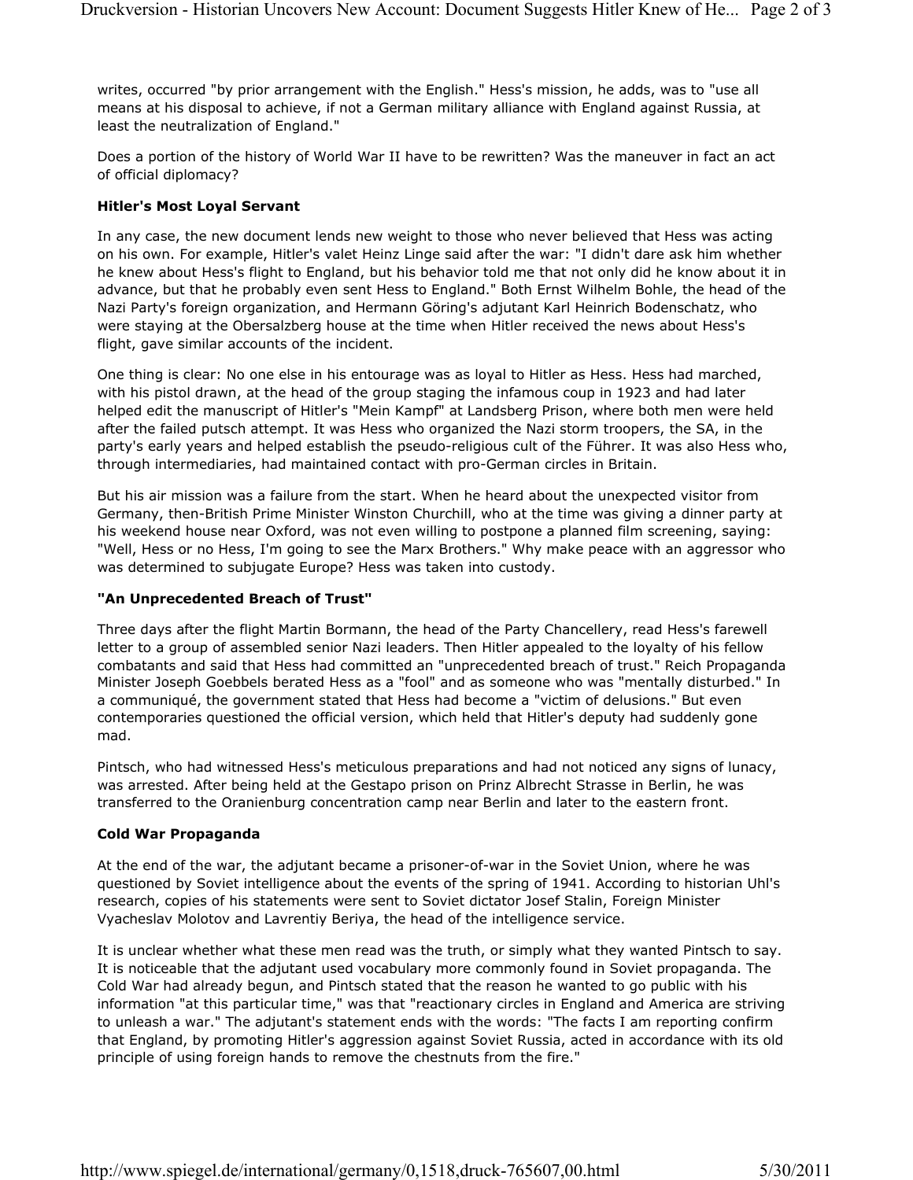writes, occurred "by prior arrangement with the English." Hess's mission, he adds, was to "use all means at his disposal to achieve, if not a German military alliance with England against Russia, at least the neutralization of England."

Does a portion of the history of World War II have to be rewritten? Was the maneuver in fact an act of official diplomacy?

**Hitler's Most Loyal Servant**

In any case, the new document lends new weight to those who never believed that Hess was acting on his own. For example, Hitler's valet Heinz Linge said after the war: "I didn't dare ask him whether he knew about Hess's flight to England, but his behavior told me that not only did he know about it in advance, but that he probably even sent Hess to England." Both Ernst Wilhelm Bohle, the head of the Nazi Party's foreign organization, and Hermann Göring's adjutant Karl Heinrich Bodenschatz, who were staying at the Obersalzberg house at the time when Hitler received the news about Hess's flight, gave similar accounts of the incident.

One thing is clear: No one else in his entourage was as loyal to Hitler as Hess. Hess had marched, with his pistol drawn, at the head of the group staging the infamous coup in 1923 and had later helped edit the manuscript of Hitler's "Mein Kampf" at Landsberg Prison, where both men were held after the failed putsch attempt. It was Hess who organized the Nazi storm troopers, the SA, in the party's early years and helped establish the pseudo-religious cult of the Führer. It was also Hess who, through intermediaries, had maintained contact with pro-German circles in Britain.

But his air mission was a failure from the start. When he heard about the unexpected visitor from Germany, then-British Prime Minister Winston Churchill, who at the time was giving a dinner party at his weekend house near Oxford, was not even willing to postpone a planned film screening, saying: "Well, Hess or no Hess, I'm going to see the Marx Brothers." Why make peace with an aggressor who was determined to subjugate Europe? Hess was taken into custody.

**"An Unprecedented Breach of Trust"**

Three days after the flight Martin Bormann, the head of the Party Chancellery, read Hess's farewell letter to a group of assembled senior Nazi leaders. Then Hitler appealed to the loyalty of his fellow combatants and said that Hess had committed an "unprecedented breach of trust." Reich Propaganda Minister Joseph Goebbels berated Hess as a "fool" and as someone who was "mentally disturbed." In a communiqué, the government stated that Hess had become a "victim of delusions." But even contemporaries questioned the official version, which held that Hitler's deputy had suddenly gone mad.

Pintsch, who had witnessed Hess's meticulous preparations and had not noticed any signs of lunacy, was arrested. After being held at the Gestapo prison on Prinz Albrecht Strasse in Berlin, he was transferred to the Oranienburg concentration camp near Berlin and later to the eastern front.

**Cold War Propaganda**

At the end of the war, the adjutant became a prisoner-of-war in the Soviet Union, where he was questioned by Soviet intelligence about the events of the spring of 1941. According to historian Uhl's research, copies of his statements were sent to Soviet dictator Josef Stalin, Foreign Minister Vyacheslav Molotov and Lavrentiy Beriya, the head of the intelligence service.

It is unclear whether what these men read was the truth, or simply what they wanted Pintsch to say. It is noticeable that the adjutant used vocabulary more commonly found in Soviet propaganda. The Cold War had already begun, and Pintsch stated that the reason he wanted to go public with his information "at this particular time," was that "reactionary circles in England and America are striving to unleash a war." The adjutant's statement ends with the words: "The facts I am reporting confirm that England, by promoting Hitler's aggression against Soviet Russia, acted in accordance with its old principle of using foreign hands to remove the chestnuts from the fire."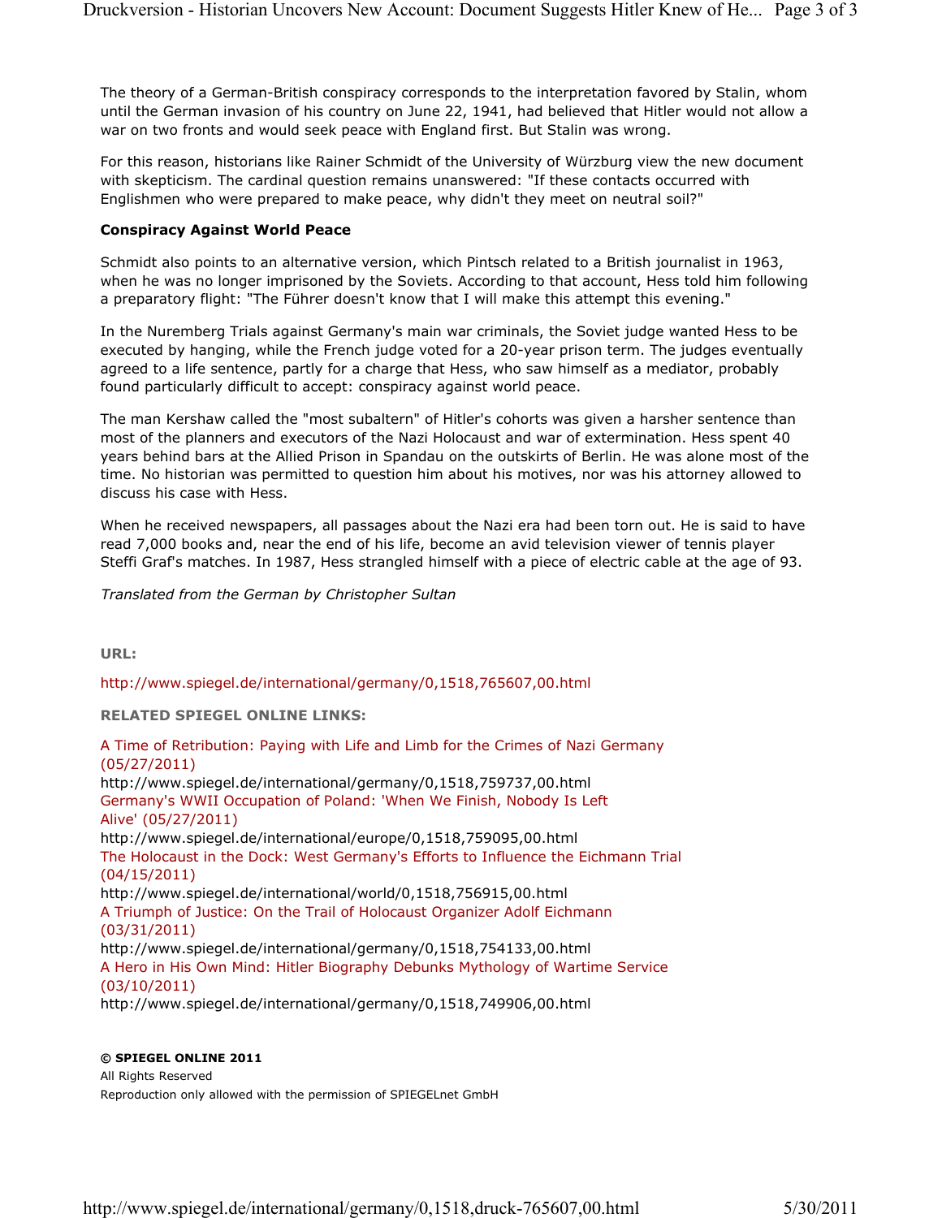The theory of a German-British conspiracy corresponds to the interpretation favored by Stalin, whom until the German invasion of his country on June 22, 1941, had believed that Hitler would not allow a war on two fronts and would seek peace with England first. But Stalin was wrong.

For this reason, historians like Rainer Schmidt of the University of Würzburg view the new document with skepticism. The cardinal question remains unanswered: "If these contacts occurred with Englishmen who were prepared to make peace, why didn't they meet on neutral soil?"

**Conspiracy Against World Peace**

Schmidt also points to an alternative version, which Pintsch related to a British journalist in 1963, when he was no longer imprisoned by the Soviets. According to that account, Hess told him following a preparatory flight: "The Führer doesn't know that I will make this attempt this evening."

In the Nuremberg Trials against Germany's main war criminals, the Soviet judge wanted Hess to be executed by hanging, while the French judge voted for a 20-year prison term. The judges eventually agreed to a life sentence, partly for a charge that Hess, who saw himself as a mediator, probably found particularly difficult to accept: conspiracy against world peace.

The man Kershaw called the "most subaltern" of Hitler's cohorts was given a harsher sentence than most of the planners and executors of the Nazi Holocaust and war of extermination. Hess spent 40 years behind bars at the Allied Prison in Spandau on the outskirts of Berlin. He was alone most of the time. No historian was permitted to question him about his motives, nor was his attorney allowed to discuss his case with Hess.

When he received newspapers, all passages about the Nazi era had been torn out. He is said to have read 7,000 books and, near the end of his life, become an avid television viewer of tennis player Steffi Graf's matches. In 1987, Hess strangled himself with a piece of electric cable at the age of 93.

*Translated from the German by Christopher Sultan*

**URL:**

http://www.spiegel.de/international/germany/0,1518,765607,00.html

**RELATED SPIEGEL ONLINE LINKS:**

A Time of Retribution: Paying with Life and Limb for the Crimes of Nazi Germany (05/27/2011)
http://www.spiegel.de/international/germany/0,1518,759737,00.html
Germany's WWII Occupation of Poland: 'When We Finish, Nobody Is Left Alive' (05/27/2011)
http://www.spiegel.de/international/europe/0,1518,759095,00.html
The Holocaust in the Dock: West Germany's Efforts to Influence the Eichmann Trial (04/15/2011)
http://www.spiegel.de/international/world/0,1518,756915,00.html
A Triumph of Justice: On the Trail of Holocaust Organizer Adolf Eichmann (03/31/2011)
http://www.spiegel.de/international/germany/0,1518,754133,00.html
A Hero in His Own Mind: Hitler Biography Debunks Mythology of Wartime Service (03/10/2011)
http://www.spiegel.de/international/germany/0,1518,749906,00.html

**© SPIEGEL ONLINE 2011**
All Rights Reserved
Reproduction only allowed with the permission of SPIEGELnet GmbH